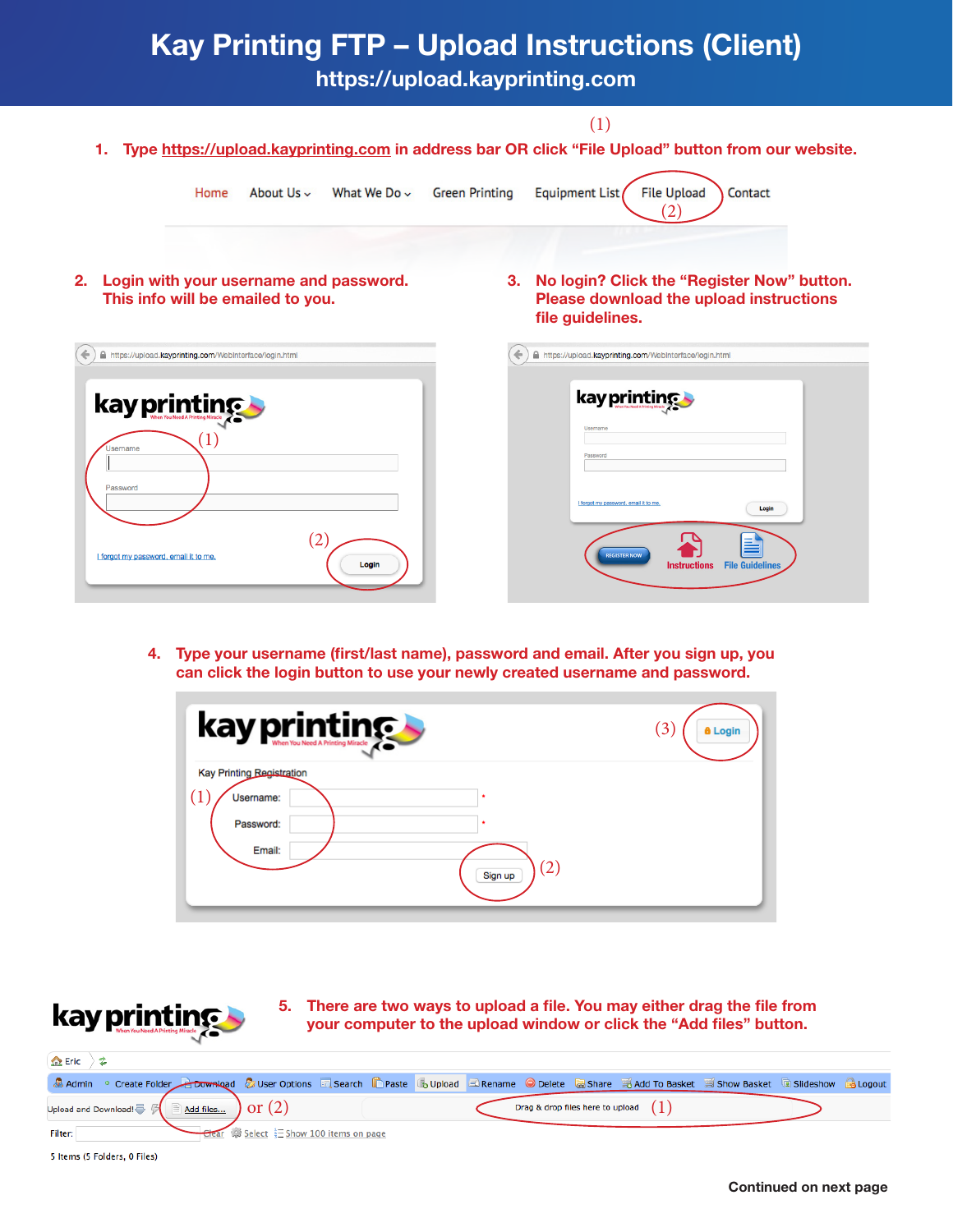# Kay Printing FTP – Upload Instructions (Client)

## https://upload.kayprinting.com

1. Type https://upload.kayprinting.com in address bar OR click "File Upload" button from our website.

Home | About Us | What We Do | Green Printing | Equipment List | File Upload | Contact

2. Login with your username and password. This info will be emailed to you.

3. No login? Click the "Register Now" button. Please download the upload instructions file guidelines.

4. Type your username (first/last name), password and email. After you sign up, you can click the login button to use your newly created username and password.

5. There are two ways to upload a file. You may either drag the file from your computer to the upload window or click the "Add files" button.

Continued on next page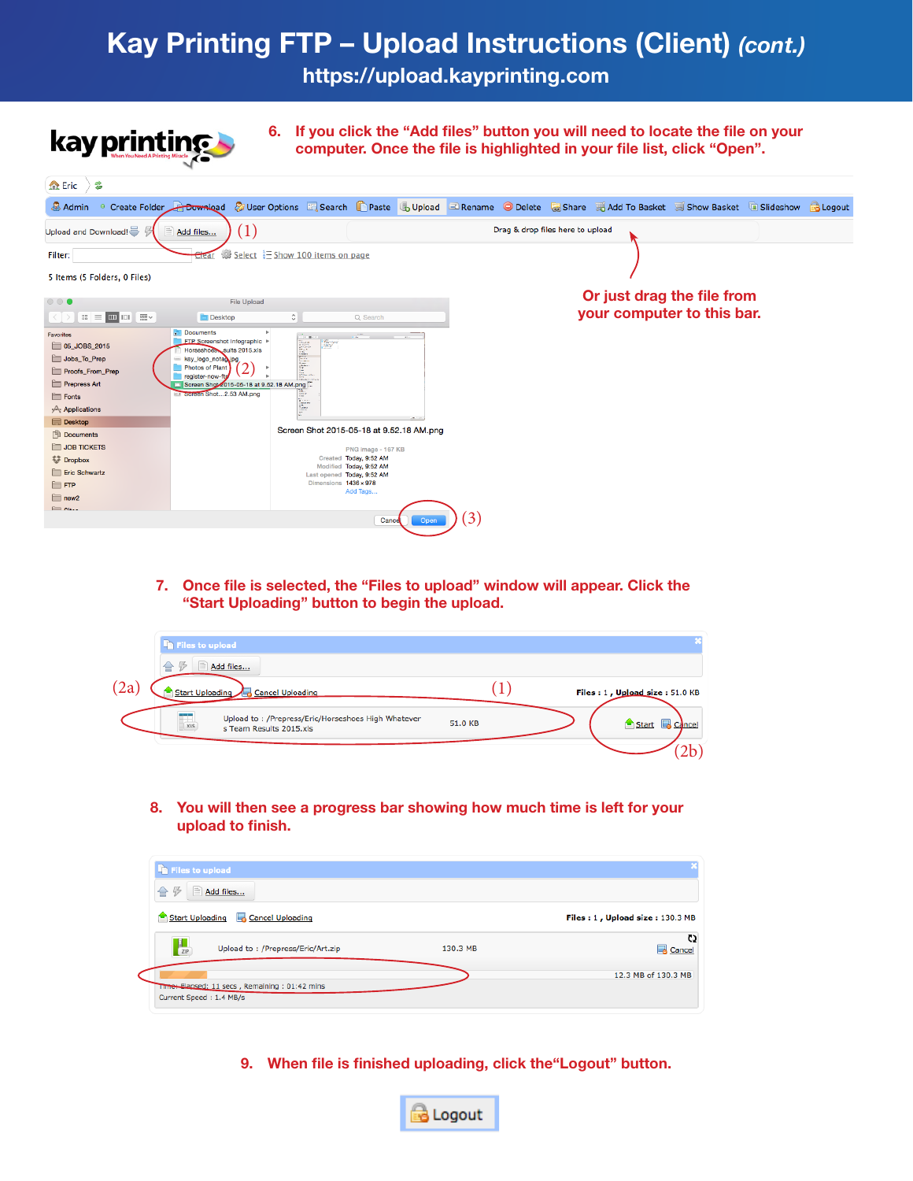# Kay Printing FTP – Upload Instructions (Client) *(cont.)*

## https://upload.kayprinting.com

**6. If you click the "Add files" button you will need to locate the file on your computer. Once the file is highlighted in your file list, click "Open".**

Or just drag the file from your computer to this bar.

**7. Once file is selected, the "Files to upload" window will appear. Click the "Start Uploading" button to begin the upload.**

**8. You will then see a progress bar showing how much time is left for your upload to finish.**

**9. When file is finished uploading, click the"Logout" button.**